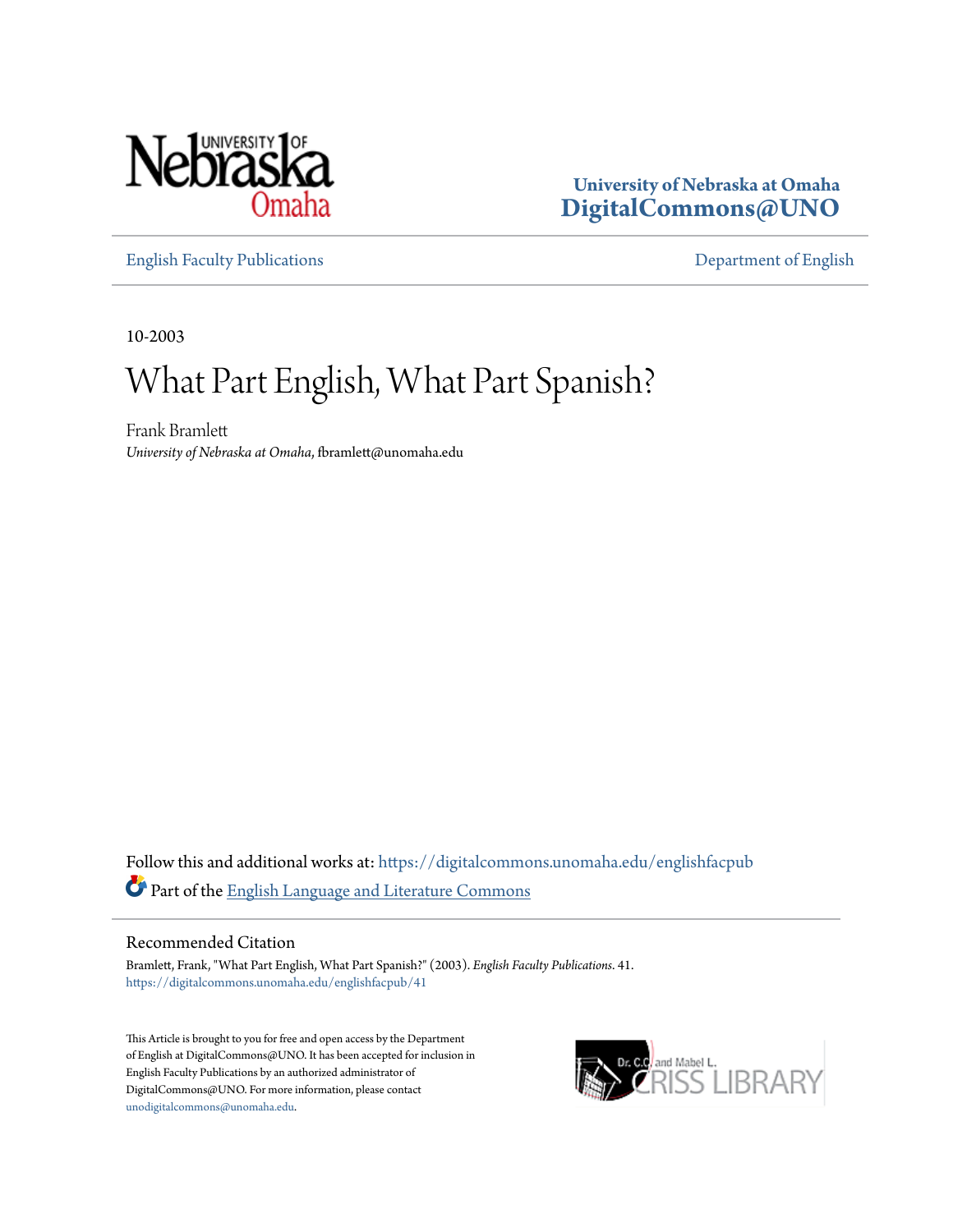University of Nebraska at Omaha
**DigitalCommons@UNO**

English Faculty Publications | Department of English

10-2003

# What Part English, What Part Spanish?

Frank Bramlett
*University of Nebraska at Omaha*, fbramlett@unomaha.edu

Follow this and additional works at: https://digitalcommons.unomaha.edu/englishfacpub

Part of the English Language and Literature Commons

## Recommended Citation

Bramlett, Frank, "What Part English, What Part Spanish?" (2003). *English Faculty Publications*. 41.
https://digitalcommons.unomaha.edu/englishfacpub/41

This Article is brought to you for free and open access by the Department of English at DigitalCommons@UNO. It has been accepted for inclusion in English Faculty Publications by an authorized administrator of DigitalCommons@UNO. For more information, please contact unodigitalcommons@unomaha.edu.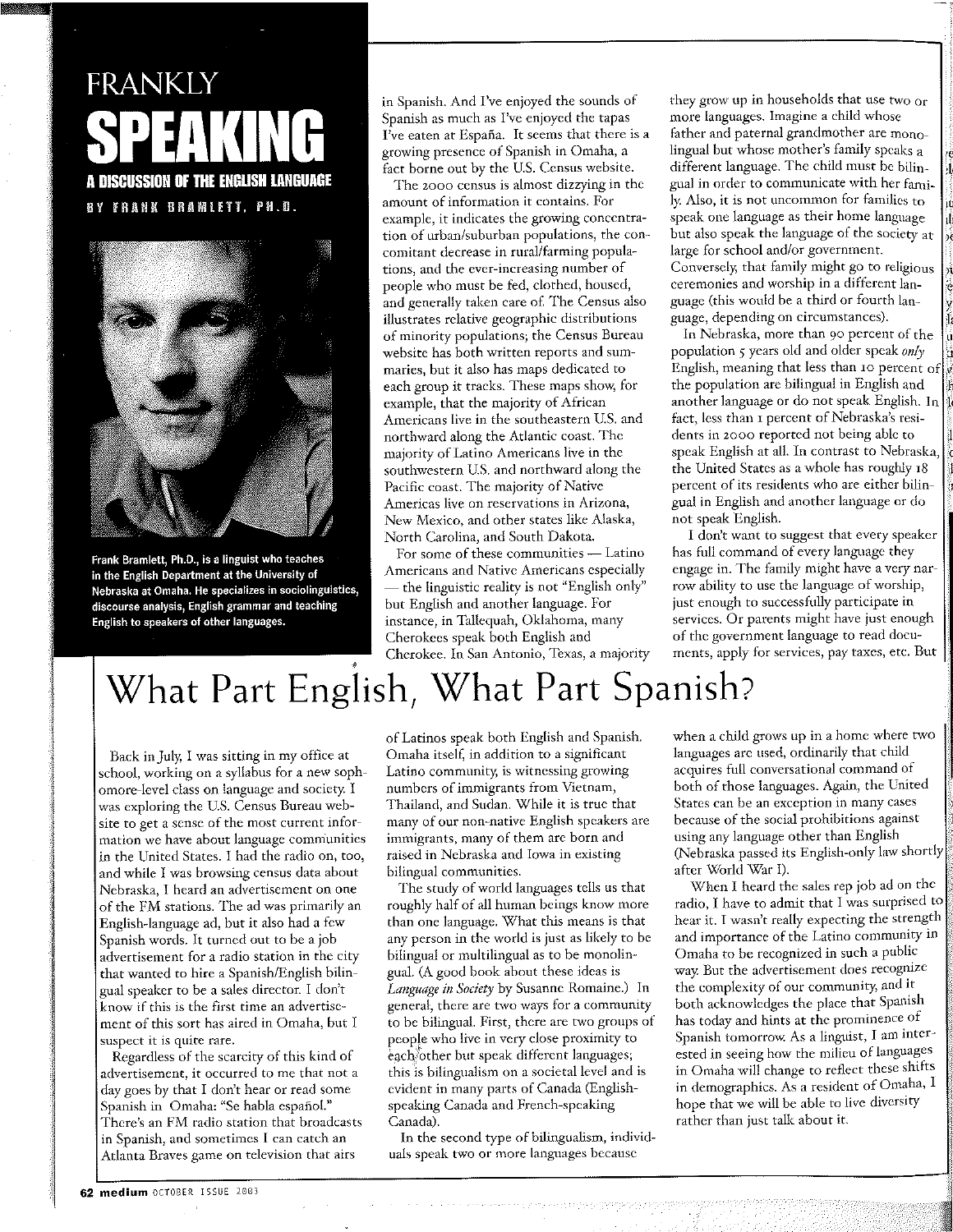# FRANKLY SPEAKING

**A DISCUSSION OF THE ENGLISH LANGUAGE**

**BY FRANK BRAMLETT, PH.D.**

Frank Bramlett, Ph.D., is a linguist who teaches in the English Department at the University of Nebraska at Omaha. He specializes in sociolinguistics, discourse analysis, English grammar and teaching English to speakers of other languages.

# What Part English, What Part Spanish?

Back in July, I was sitting in my office at school, working on a syllabus for a new sophomore-level class on language and society. I was exploring the U.S. Census Bureau website to get a sense of the most current information we have about language communities in the United States. I had the radio on, too, and while I was browsing census data about Nebraska, I heard an advertisement on one of the FM stations. The ad was primarily an English-language ad, but it also had a few Spanish words. It turned out to be a job advertisement for a radio station in the city that wanted to hire a Spanish/English bilingual speaker to be a sales director. I don't know if this is the first time an advertisement of this sort has aired in Omaha, but I suspect it is quite rare.

Regardless of the scarcity of this kind of advertisement, it occurred to me that not a day goes by that I don't hear or read some Spanish in Omaha: "Se habla español." There's an FM radio station that broadcasts in Spanish, and sometimes I can catch an Atlanta Braves game on television that airs in Spanish. And I've enjoyed the sounds of Spanish as much as I've enjoyed the tapas I've eaten at España. It seems that there is a growing presence of Spanish in Omaha, a fact borne out by the U.S. Census website.

The 2000 census is almost dizzying in the amount of information it contains. For example, it indicates the growing concentration of urban/suburban populations, the concomitant decrease in rural/farming populations, and the ever-increasing number of people who must be fed, clothed, housed, and generally taken care of. The Census also illustrates relative geographic distributions of minority populations; the Census Bureau website has both written reports and summaries, but it also has maps dedicated to each group it tracks. These maps show, for example, that the majority of African Americans live in the southeastern U.S. and northward along the Atlantic coast. The majority of Latino Americans live in the southwestern U.S. and northward along the Pacific coast. The majority of Native Americas live on reservations in Arizona, New Mexico, and other states like Alaska, North Carolina, and South Dakota.

For some of these communities — Latino Americans and Native Americans especially — the linguistic reality is not "English only" but English and another language. For instance, in Tallequah, Oklahoma, many Cherokees speak both English and Cherokee. In San Antonio, Texas, a majority of Latinos speak both English and Spanish. Omaha itself, in addition to a significant Latino community, is witnessing growing numbers of immigrants from Vietnam, Thailand, and Sudan. While it is true that many of our non-native English speakers are immigrants, many of them are born and raised in Nebraska and Iowa in existing bilingual communities.

The study of world languages tells us that roughly half of all human beings know more than one language. What this means is that any person in the world is just as likely to be bilingual or multilingual as to be monolingual. (A good book about these ideas is *Language in Society* by Susanne Romaine.) In general, there are two ways for a community to be bilingual. First, there are two groups of people who live in very close proximity to each other but speak different languages; this is bilingualism on a societal level and is evident in many parts of Canada (English-speaking Canada and French-speaking Canada).

In the second type of bilingualism, individuals speak two or more languages because they grow up in households that use two or more languages. Imagine a child whose father and paternal grandmother are monolingual but whose mother's family speaks a different language. The child must be bilingual in order to communicate with her family. Also, it is not uncommon for families to speak one language as their home language but also speak the language of the society at large for school and/or government. Conversely, that family might go to religious ceremonies and worship in a different language (this would be a third or fourth language, depending on circumstances).

In Nebraska, more than 90 percent of the population 5 years old and older speak *only* English, meaning that less than 10 percent of the population are bilingual in English and another language or do not speak English. In fact, less than 1 percent of Nebraska's residents in 2000 reported not being able to speak English at all. In contrast to Nebraska, the United States as a whole has roughly 18 percent of its residents who are either bilingual in English and another language or do not speak English.

I don't want to suggest that every speaker has full command of every language they engage in. The family might have a very narrow ability to use the language of worship, just enough to successfully participate in services. Or parents might have just enough of the government language to read documents, apply for services, pay taxes, etc. But when a child grows up in a home where two languages are used, ordinarily that child acquires full conversational command of both of those languages. Again, the United States can be an exception in many cases because of the social prohibitions against using any language other than English (Nebraska passed its English-only law shortly after World War I).

When I heard the sales rep job ad on the radio, I have to admit that I was surprised to hear it. I wasn't really expecting the strength and importance of the Latino community in Omaha to be recognized in such a public way. But the advertisement does recognize the complexity of our community, and it both acknowledges the place that Spanish has today and hints at the prominence of Spanish tomorrow. As a linguist, I am interested in seeing how the milieu of languages in Omaha will change to reflect these shifts in demographics. As a resident of Omaha, I hope that we will be able to live diversity rather than just talk about it.